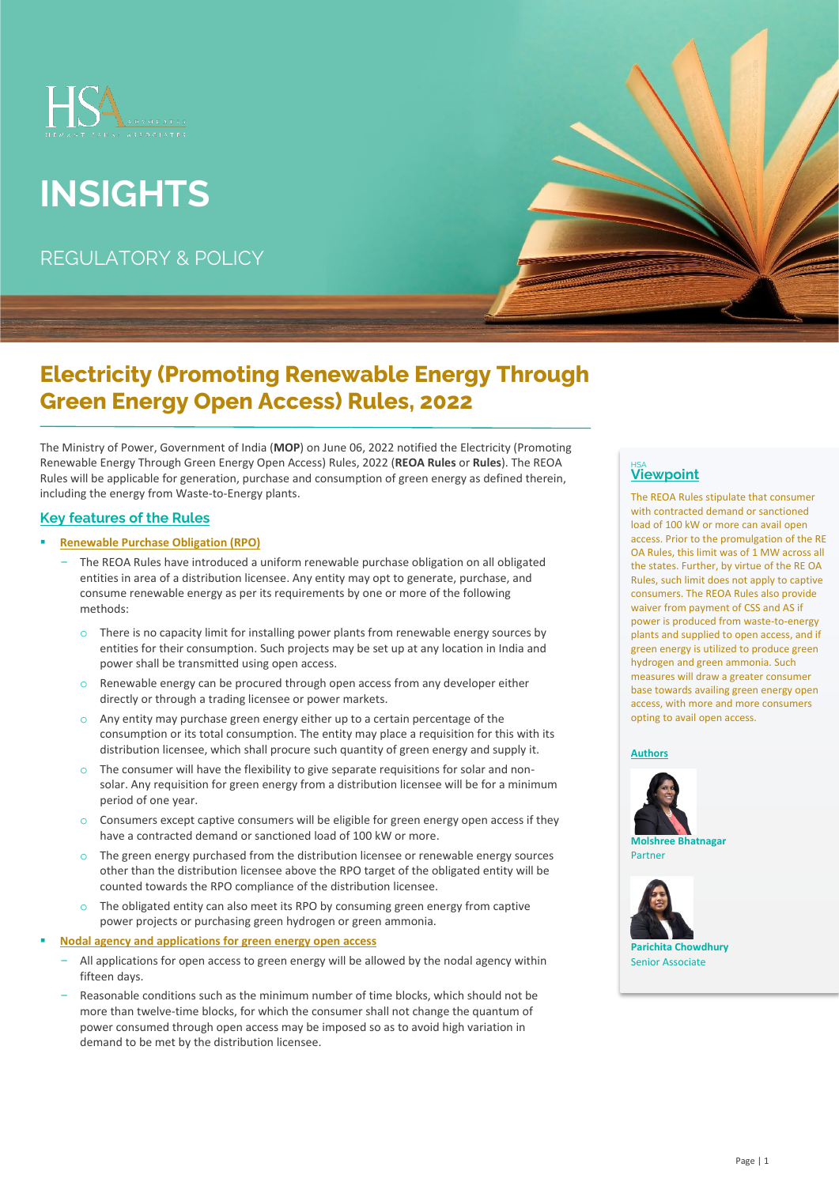# INSIGHTS

REGULATORY & POLICY

## Electricity (Promoting Renewable Energy Through Green Energy Open Access) Rules, 2022

The Ministry of Power, Government of India (**MOP**) on June 06, 2022 notified the Electricity (Promoting Renewable Energy Through Green Energy Open Access) Rules, 2022 (**REOA Rules** or **Rules**). The REOA Rules will be applicable for generation, purchase and consumption of green energy as defined therein, including the energy from Waste-to-Energy plants.

### Key features of the Rules

- **Renewable Purchase Obligation (RPO)**
  - The REOA Rules have introduced a uniform renewable purchase obligation on all obligated entities in area of a distribution licensee. Any entity may opt to generate, purchase, and consume renewable energy as per its requirements by one or more of the following methods:
    - There is no capacity limit for installing power plants from renewable energy sources by entities for their consumption. Such projects may be set up at any location in India and power shall be transmitted using open access.
    - Renewable energy can be procured through open access from any developer either directly or through a trading licensee or power markets.
    - Any entity may purchase green energy either up to a certain percentage of the consumption or its total consumption. The entity may place a requisition for this with its distribution licensee, which shall procure such quantity of green energy and supply it.
    - The consumer will have the flexibility to give separate requisitions for solar and non-solar. Any requisition for green energy from a distribution licensee will be for a minimum period of one year.
    - Consumers except captive consumers will be eligible for green energy open access if they have a contracted demand or sanctioned load of 100 kW or more.
    - The green energy purchased from the distribution licensee or renewable energy sources other than the distribution licensee above the RPO target of the obligated entity will be counted towards the RPO compliance of the distribution licensee.
    - The obligated entity can also meet its RPO by consuming green energy from captive power projects or purchasing green hydrogen or green ammonia.
- **Nodal agency and applications for green energy open access**
  - All applications for open access to green energy will be allowed by the nodal agency within fifteen days.
  - Reasonable conditions such as the minimum number of time blocks, which should not be more than twelve-time blocks, for which the consumer shall not change the quantum of power consumed through open access may be imposed so as to avoid high variation in demand to be met by the distribution licensee.

### HSA Viewpoint

The REOA Rules stipulate that consumer with contracted demand or sanctioned load of 100 kW or more can avail open access. Prior to the promulgation of the RE OA Rules, this limit was of 1 MW across all the states. Further, by virtue of the RE OA Rules, such limit does not apply to captive consumers. The REOA Rules also provide waiver from payment of CSS and AS if power is produced from waste-to-energy plants and supplied to open access, and if green energy is utilized to produce green hydrogen and green ammonia. Such measures will draw a greater consumer base towards availing green energy open access, with more and more consumers opting to avail open access.

**Authors**

**Molshree Bhatnagar**
Partner

**Parichita Chowdhury**
Senior Associate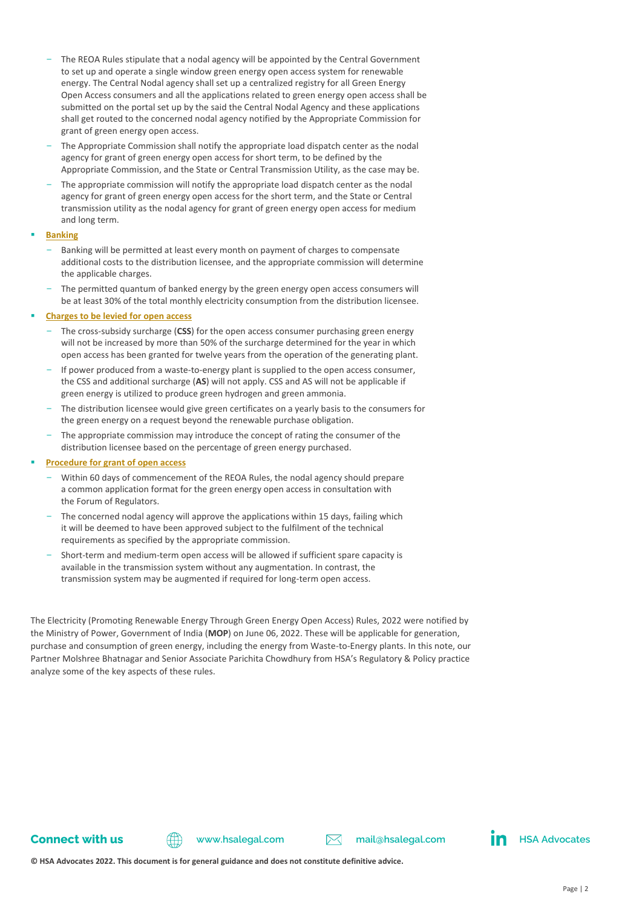- The REOA Rules stipulate that a nodal agency will be appointed by the Central Government to set up and operate a single window green energy open access system for renewable energy. The Central Nodal agency shall set up a centralized registry for all Green Energy Open Access consumers and all the applications related to green energy open access shall be submitted on the portal set up by the said the Central Nodal Agency and these applications shall get routed to the concerned nodal agency notified by the Appropriate Commission for grant of green energy open access.
- The Appropriate Commission shall notify the appropriate load dispatch center as the nodal agency for grant of green energy open access for short term, to be defined by the Appropriate Commission, and the State or Central Transmission Utility, as the case may be.
- The appropriate commission will notify the appropriate load dispatch center as the nodal agency for grant of green energy open access for the short term, and the State or Central transmission utility as the nodal agency for grant of green energy open access for medium and long term.

- **Banking**
  - Banking will be permitted at least every month on payment of charges to compensate additional costs to the distribution licensee, and the appropriate commission will determine the applicable charges.
  - The permitted quantum of banked energy by the green energy open access consumers will be at least 30% of the total monthly electricity consumption from the distribution licensee.

- **Charges to be levied for open access**
  - The cross-subsidy surcharge (**CSS**) for the open access consumer purchasing green energy will not be increased by more than 50% of the surcharge determined for the year in which open access has been granted for twelve years from the operation of the generating plant.
  - If power produced from a waste-to-energy plant is supplied to the open access consumer, the CSS and additional surcharge (**AS**) will not apply. CSS and AS will not be applicable if green energy is utilized to produce green hydrogen and green ammonia.
  - The distribution licensee would give green certificates on a yearly basis to the consumers for the green energy on a request beyond the renewable purchase obligation.
  - The appropriate commission may introduce the concept of rating the consumer of the distribution licensee based on the percentage of green energy purchased.

- **Procedure for grant of open access**
  - Within 60 days of commencement of the REOA Rules, the nodal agency should prepare a common application format for the green energy open access in consultation with the Forum of Regulators.
  - The concerned nodal agency will approve the applications within 15 days, failing which it will be deemed to have been approved subject to the fulfilment of the technical requirements as specified by the appropriate commission.
  - Short-term and medium-term open access will be allowed if sufficient spare capacity is available in the transmission system without any augmentation. In contrast, the transmission system may be augmented if required for long-term open access.

The Electricity (Promoting Renewable Energy Through Green Energy Open Access) Rules, 2022 were notified by the Ministry of Power, Government of India (**MOP**) on June 06, 2022. These will be applicable for generation, purchase and consumption of green energy, including the energy from Waste-to-Energy plants. In this note, our Partner Molshree Bhatnagar and Senior Associate Parichita Chowdhury from HSA's Regulatory & Policy practice analyze some of the key aspects of these rules.

**Connect with us** www.hsalegal.com mail@hsalegal.com HSA Advocates

**© HSA Advocates 2022. This document is for general guidance and does not constitute definitive advice.**